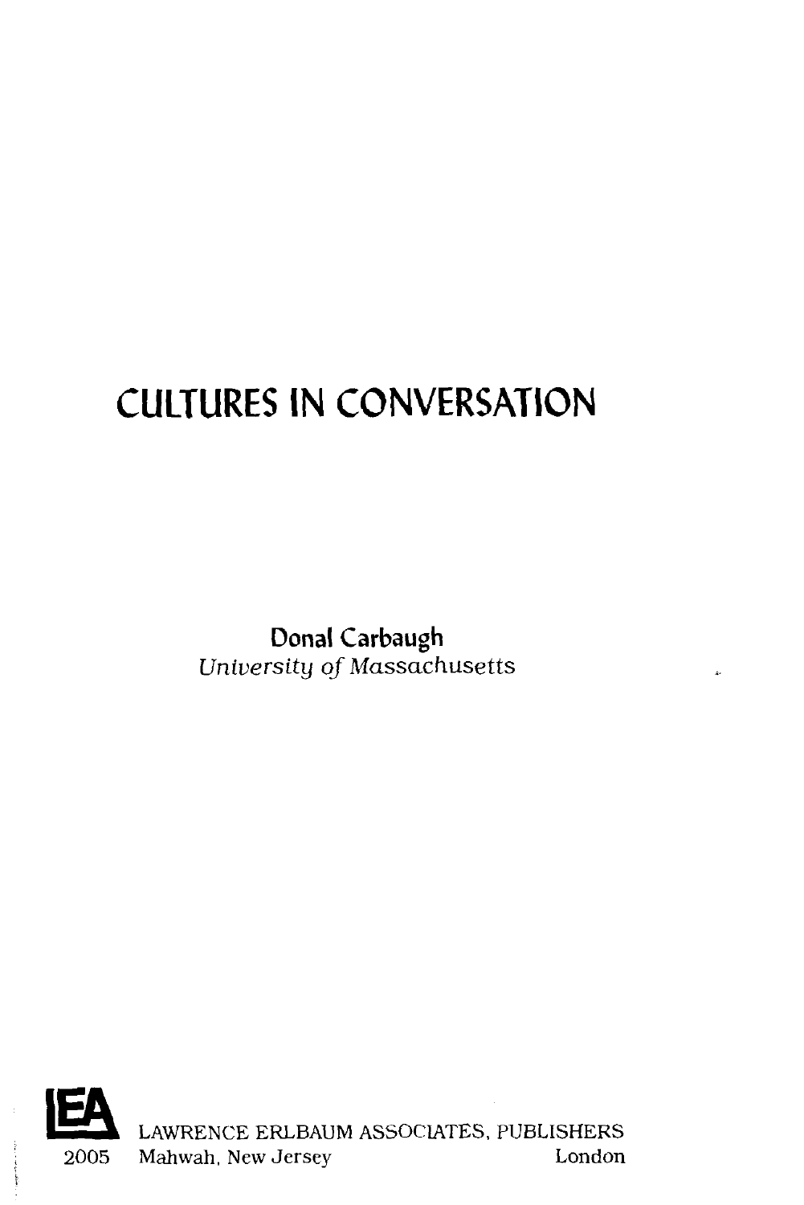# CULTURES IN CONVERSATION

**Donal Carbaugh**
*University of Massachusetts*

LEA

LAWRENCE ERLBAUM ASSOCIATES, PUBLISHERS
2005 Mahwah, New Jersey London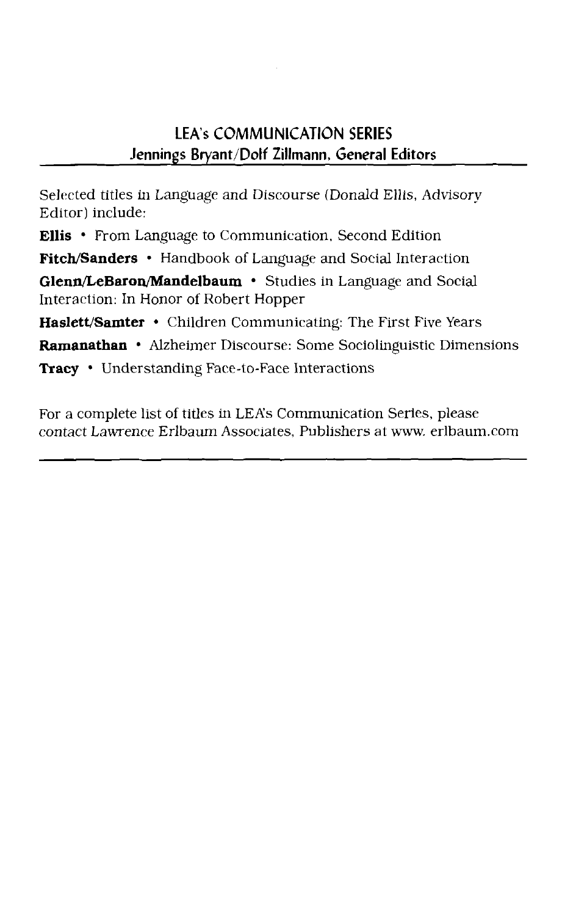## LEA's COMMUNICATION SERIES
### Jennings Bryant/Dolf Zillmann, General Editors

Selected titles in Language and Discourse (Donald Ellis, Advisory Editor) include:

**Ellis** • From Language to Communication, Second Edition

**Fitch/Sanders** • Handbook of Language and Social Interaction

**Glenn/LeBaron/Mandelbaum** • Studies in Language and Social Interaction: In Honor of Robert Hopper

**Haslett/Samter** • Children Communicating: The First Five Years

**Ramanathan** • Alzheimer Discourse: Some Sociolinguistic Dimensions

**Tracy** • Understanding Face-to-Face Interactions

For a complete list of titles in LEA's Communication Series, please contact Lawrence Erlbaum Associates, Publishers at www. erlbaum.com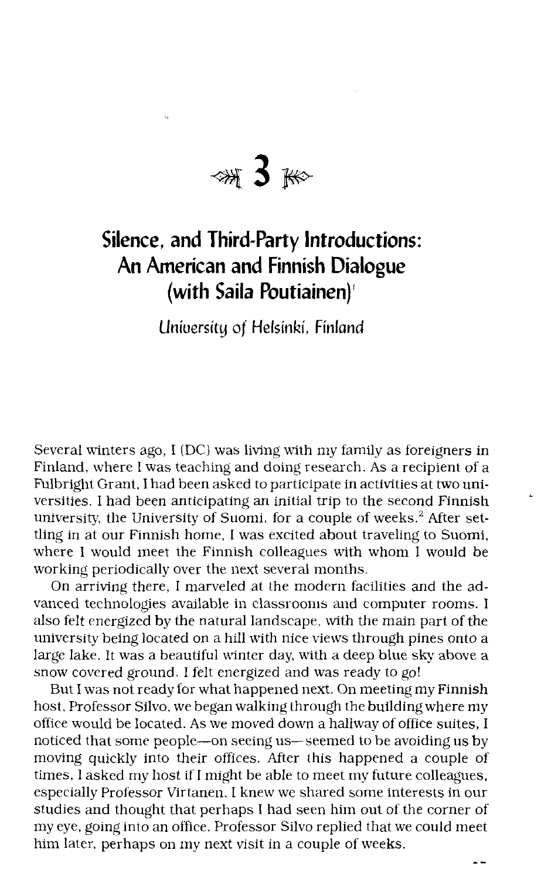# 3

## Silence, and Third-Party Introductions: An American and Finnish Dialogue (with Saila Poutiainen)[1]

*University of Helsinki, Finland*

Several winters ago, I (DC) was living with my family as foreigners in Finland, where I was teaching and doing research. As a recipient of a Fulbright Grant, I had been asked to participate in activities at two universities. I had been anticipating an initial trip to the second Finnish university, the University of Suomi, for a couple of weeks.[2] After settling in at our Finnish home, I was excited about traveling to Suomi, where I would meet the Finnish colleagues with whom I would be working periodically over the next several months.

On arriving there, I marveled at the modern facilities and the advanced technologies available in classrooms and computer rooms. I also felt energized by the natural landscape, with the main part of the university being located on a hill with nice views through pines onto a large lake. It was a beautiful winter day, with a deep blue sky above a snow covered ground. I felt energized and was ready to go!

But I was not ready for what happened next. On meeting my Finnish host, Professor Silvo, we began walking through the building where my office would be located. As we moved down a hallway of office suites, I noticed that some people—on seeing us—seemed to be avoiding us by moving quickly into their offices. After this happened a couple of times, I asked my host if I might be able to meet my future colleagues, especially Professor Virtanen. I knew we shared some interests in our studies and thought that perhaps I had seen him out of the corner of my eye, going into an office. Professor Silvo replied that we could meet him later, perhaps on my next visit in a couple of weeks.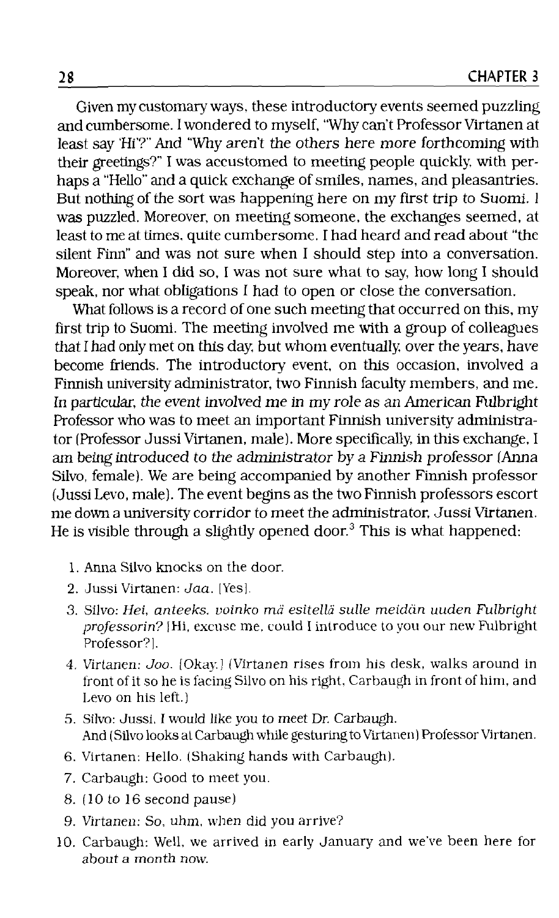Given my customary ways, these introductory events seemed puzzling and cumbersome. I wondered to myself, "Why can't Professor Virtanen at least say 'Hi'?" And "Why aren't the others here more forthcoming with their greetings?" I was accustomed to meeting people quickly, with perhaps a "Hello" and a quick exchange of smiles, names, and pleasantries. But nothing of the sort was happening here on my first trip to Suomi. I was puzzled. Moreover, on meeting someone, the exchanges seemed, at least to me at times, quite cumbersome. I had heard and read about "the silent Finn" and was not sure when I should step into a conversation. Moreover, when I did so, I was not sure what to say, how long I should speak, nor what obligations I had to open or close the conversation.

What follows is a record of one such meeting that occurred on this, my first trip to Suomi. The meeting involved me with a group of colleagues that I had only met on this day, but whom eventually, over the years, have become friends. The introductory event, on this occasion, involved a Finnish university administrator, two Finnish faculty members, and me. In particular, the event involved me in my role as an American Fulbright Professor who was to meet an important Finnish university administrator (Professor Jussi Virtanen, male). More specifically, in this exchange, I am being introduced to the administrator by a Finnish professor (Anna Silvo, female). We are being accompanied by another Finnish professor (Jussi Levo, male). The event begins as the two Finnish professors escort me down a university corridor to meet the administrator, Jussi Virtanen. He is visible through a slightly opened door.[3] This is what happened:

1. Anna Silvo knocks on the door.
2. Jussi Virtanen: *Jaa.* [Yes].
3. Silvo: *Hei, anteeks. voinko mä esitellä sulle meidän uuden Fulbright professorin?* [Hi, excuse me, could I introduce to you our new Fulbright Professor?].
4. Virtanen: *Joo.* [Okay.] (Virtanen rises from his desk, walks around in front of it so he is facing Silvo on his right, Carbaugh in front of him, and Levo on his left.)
5. Silvo: Jussi, I would like you to meet Dr. Carbaugh.
   And (Silvo looks at Carbaugh while gesturing to Virtanen) Professor Virtanen.
6. Virtanen: Hello. (Shaking hands with Carbaugh).
7. Carbaugh: Good to meet you.
8. (10 to 16 second pause)
9. Virtanen: So, uhm, when did you arrive?
10. Carbaugh: Well, we arrived in early January and we've been here for about a month now.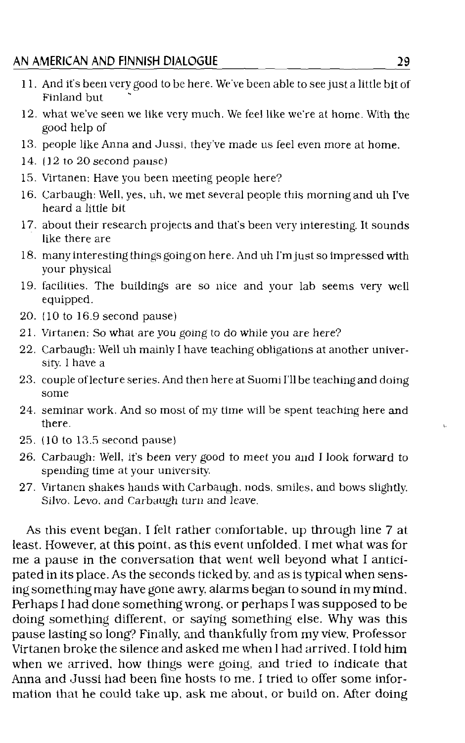11. And it's been very good to be here. We've been able to see just a little bit of Finland but
12. what we've seen we like very much. We feel like we're at home. With the good help of
13. people like Anna and Jussi, they've made us feel even more at home.
14. (12 to 20 second pause)
15. Virtanen: Have you been meeting people here?
16. Carbaugh: Well, yes, uh, we met several people this morning and uh I've heard a little bit
17. about their research projects and that's been very interesting. It sounds like there are
18. many interesting things going on here. And uh I'm just so impressed with your physical
19. facilities. The buildings are so nice and your lab seems very well equipped.
20. (10 to 16.9 second pause)
21. Virtanen: So what are you going to do while you are here?
22. Carbaugh: Well uh mainly I have teaching obligations at another university. I have a
23. couple of lecture series. And then here at Suomi I'll be teaching and doing some
24. seminar work. And so most of my time will be spent teaching here and there.
25. (10 to 13.5 second pause)
26. Carbaugh: Well, it's been very good to meet you and I look forward to spending time at your university.
27. Virtanen shakes hands with Carbaugh, nods, smiles, and bows slightly. *Silvo, Levo, and Carbaugh turn and leave.*

As this event began, I felt rather comfortable, up through line 7 at least. However, at this point, as this event unfolded, I met what was for me a pause in the conversation that went well beyond what I anticipated in its place. As the seconds ticked by, and as is typical when sensing something may have gone awry, alarms began to sound in my mind. Perhaps I had done something wrong, or perhaps I was supposed to be doing something different, or saying something else. Why was this pause lasting so long? Finally, and thankfully from my view, Professor Virtanen broke the silence and asked me when I had arrived. I told him when we arrived, how things were going, and tried to indicate that Anna and Jussi had been fine hosts to me. I tried to offer some information that he could take up, ask me about, or build on. After doing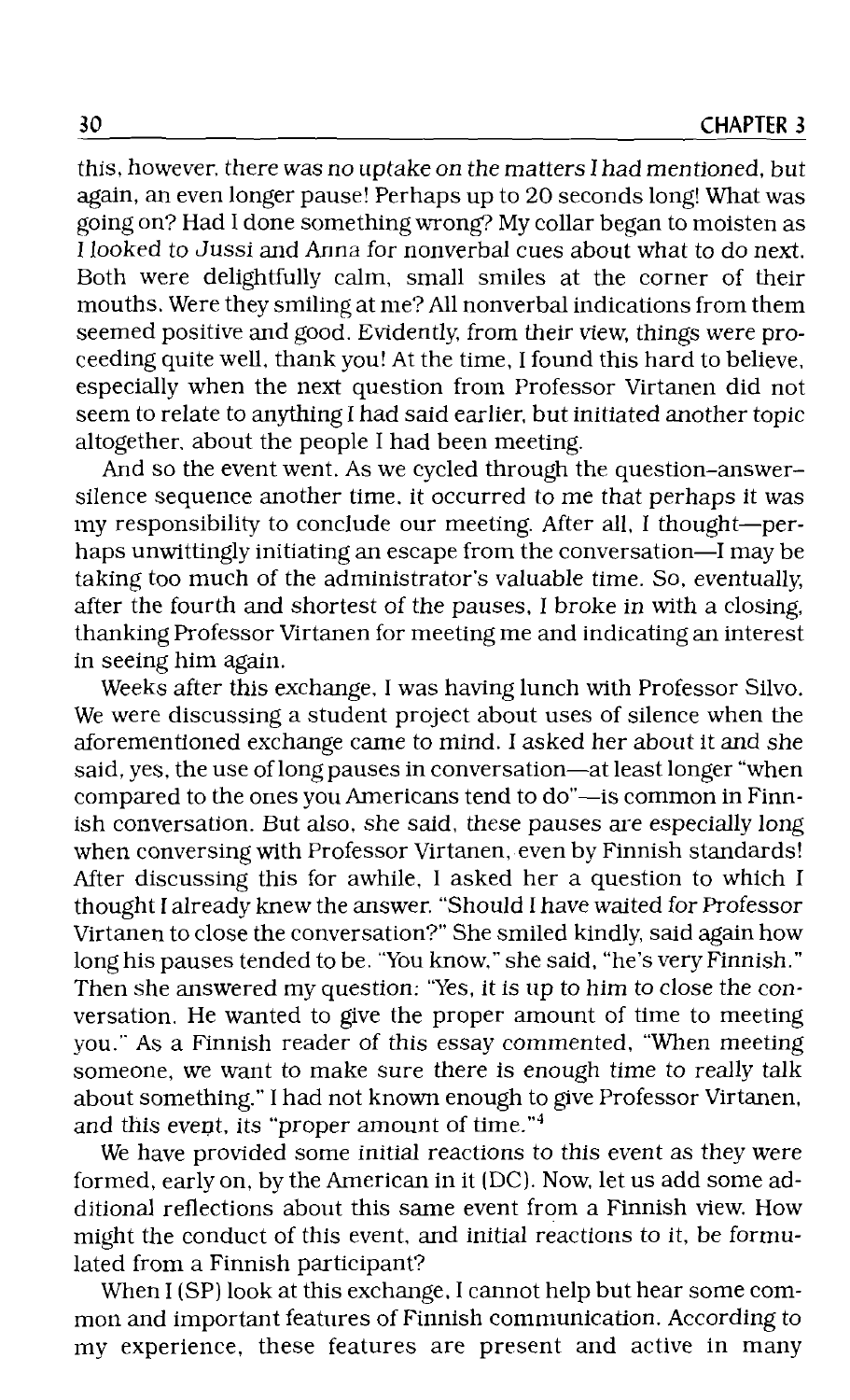this, however, there was no uptake on the matters I had mentioned, but again, an even longer pause! Perhaps up to 20 seconds long! What was going on? Had I done something wrong? My collar began to moisten as I looked to Jussi and Anna for nonverbal cues about what to do next. Both were delightfully calm, small smiles at the corner of their mouths. Were they smiling at me? All nonverbal indications from them seemed positive and good. Evidently, from their view, things were proceeding quite well, thank you! At the time, I found this hard to believe, especially when the next question from Professor Virtanen did not seem to relate to anything I had said earlier, but initiated another topic altogether, about the people I had been meeting.

And so the event went. As we cycled through the question–answer–silence sequence another time, it occurred to me that perhaps it was my responsibility to conclude our meeting. After all, I thought—perhaps unwittingly initiating an escape from the conversation—I may be taking too much of the administrator's valuable time. So, eventually, after the fourth and shortest of the pauses, I broke in with a closing, thanking Professor Virtanen for meeting me and indicating an interest in seeing him again.

Weeks after this exchange, I was having lunch with Professor Silvo. We were discussing a student project about uses of silence when the aforementioned exchange came to mind. I asked her about it and she said, yes, the use of long pauses in conversation—at least longer "when compared to the ones you Americans tend to do"—is common in Finnish conversation. But also, she said, these pauses are especially long when conversing with Professor Virtanen, even by Finnish standards! After discussing this for awhile, I asked her a question to which I thought I already knew the answer. "Should I have waited for Professor Virtanen to close the conversation?" She smiled kindly, said again how long his pauses tended to be. "You know," she said, "he's very Finnish." Then she answered my question: "Yes, it is up to him to close the conversation. He wanted to give the proper amount of time to meeting you." As a Finnish reader of this essay commented, "When meeting someone, we want to make sure there is enough time to really talk about something." I had not known enough to give Professor Virtanen, and this event, its "proper amount of time."[4]

We have provided some initial reactions to this event as they were formed, early on, by the American in it (DC). Now, let us add some additional reflections about this same event from a Finnish view. How might the conduct of this event, and initial reactions to it, be formulated from a Finnish participant?

When I (SP) look at this exchange, I cannot help but hear some common and important features of Finnish communication. According to my experience, these features are present and active in many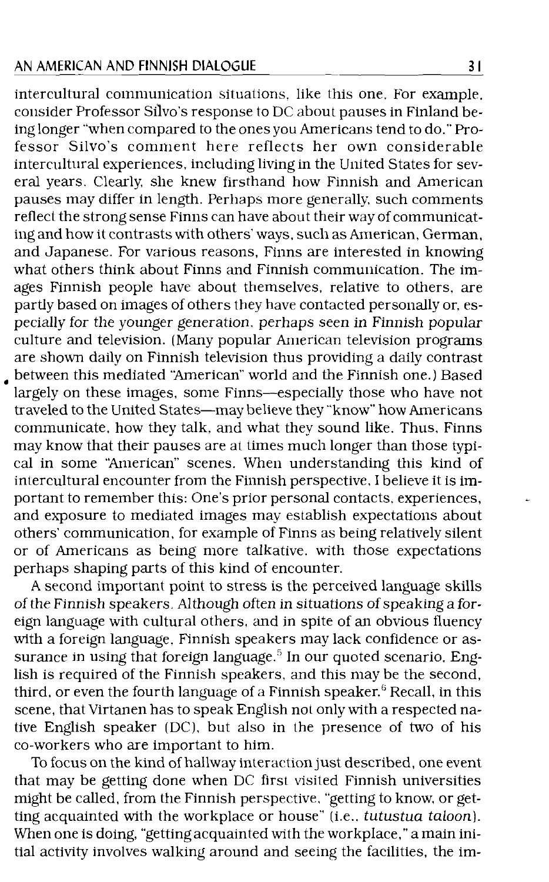intercultural communication situations, like this one. For example, consider Professor Silvo's response to DC about pauses in Finland being longer "when compared to the ones you Americans tend to do." Professor Silvo's comment here reflects her own considerable intercultural experiences, including living in the United States for several years. Clearly, she knew firsthand how Finnish and American pauses may differ in length. Perhaps more generally, such comments reflect the strong sense Finns can have about their way of communicating and how it contrasts with others' ways, such as American, German, and Japanese. For various reasons, Finns are interested in knowing what others think about Finns and Finnish communication. The images Finnish people have about themselves, relative to others, are partly based on images of others they have contacted personally or, especially for the younger generation, perhaps seen in Finnish popular culture and television. (Many popular American television programs are shown daily on Finnish television thus providing a daily contrast between this mediated "American" world and the Finnish one.) Based largely on these images, some Finns—especially those who have not traveled to the United States—may believe they "know" how Americans communicate, how they talk, and what they sound like. Thus, Finns may know that their pauses are at times much longer than those typical in some "American" scenes. When understanding this kind of intercultural encounter from the Finnish perspective, I believe it is important to remember this: One's prior personal contacts, experiences, and exposure to mediated images may establish expectations about others' communication, for example of Finns as being relatively silent or of Americans as being more talkative, with those expectations perhaps shaping parts of this kind of encounter.

A second important point to stress is the perceived language skills of the Finnish speakers. Although often in situations of speaking a foreign language with cultural others, and in spite of an obvious fluency with a foreign language, Finnish speakers may lack confidence or assurance in using that foreign language.[5] In our quoted scenario, English is required of the Finnish speakers, and this may be the second, third, or even the fourth language of a Finnish speaker.[6] Recall, in this scene, that Virtanen has to speak English not only with a respected native English speaker (DC), but also in the presence of two of his co-workers who are important to him.

To focus on the kind of hallway interaction just described, one event that may be getting done when DC first visited Finnish universities might be called, from the Finnish perspective, "getting to know, or getting acquainted with the workplace or house" (i.e., *tutustua taloon*). When one is doing, "getting acquainted with the workplace," a main initial activity involves walking around and seeing the facilities, the im-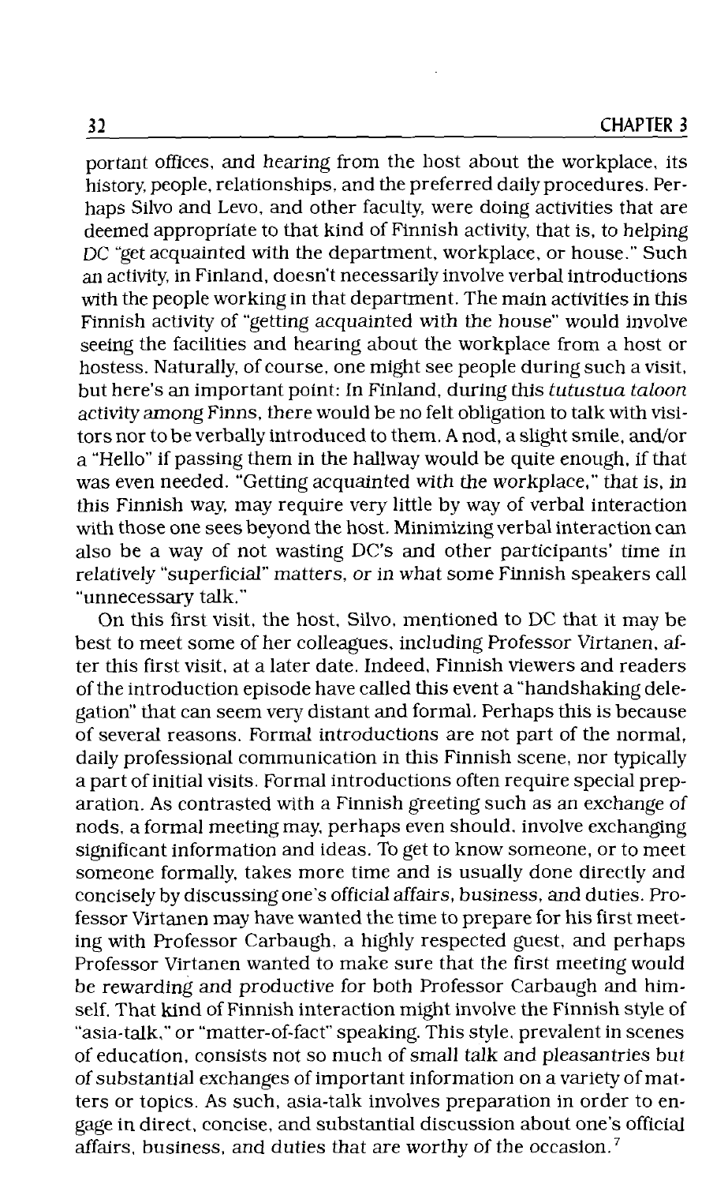portant offices, and hearing from the host about the workplace, its history, people, relationships, and the preferred daily procedures. Perhaps Silvo and Levo, and other faculty, were doing activities that are deemed appropriate to that kind of Finnish activity, that is, to helping DC "get acquainted with the department, workplace, or house." Such an activity, in Finland, doesn't necessarily involve verbal introductions with the people working in that department. The main activities in this Finnish activity of "getting acquainted with the house" would involve seeing the facilities and hearing about the workplace from a host or hostess. Naturally, of course, one might see people during such a visit, but here's an important point: In Finland, during this *tutustua taloon* activity among Finns, there would be no felt obligation to talk with visitors nor to be verbally introduced to them. A nod, a slight smile, and/or a "Hello" if passing them in the hallway would be quite enough, if that was even needed. "Getting acquainted with the workplace," that is, in this Finnish way, may require very little by way of verbal interaction with those one sees beyond the host. Minimizing verbal interaction can also be a way of not wasting DC's and other participants' time in relatively "superficial" matters, or in what some Finnish speakers call "unnecessary talk."

On this first visit, the host, Silvo, mentioned to DC that it may be best to meet some of her colleagues, including Professor Virtanen, after this first visit, at a later date. Indeed, Finnish viewers and readers of the introduction episode have called this event a "handshaking delegation" that can seem very distant and formal. Perhaps this is because of several reasons. Formal introductions are not part of the normal, daily professional communication in this Finnish scene, nor typically a part of initial visits. Formal introductions often require special preparation. As contrasted with a Finnish greeting such as an exchange of nods, a formal meeting may, perhaps even should, involve exchanging significant information and ideas. To get to know someone, or to meet someone formally, takes more time and is usually done directly and concisely by discussing one's official affairs, business, and duties. Professor Virtanen may have wanted the time to prepare for his first meeting with Professor Carbaugh, a highly respected guest, and perhaps Professor Virtanen wanted to make sure that the first meeting would be rewarding and productive for both Professor Carbaugh and himself. That kind of Finnish interaction might involve the Finnish style of "asia-talk," or "matter-of-fact" speaking. This style, prevalent in scenes of education, consists not so much of small talk and pleasantries but of substantial exchanges of important information on a variety of matters or topics. As such, asia-talk involves preparation in order to engage in direct, concise, and substantial discussion about one's official affairs, business, and duties that are worthy of the occasion.[7]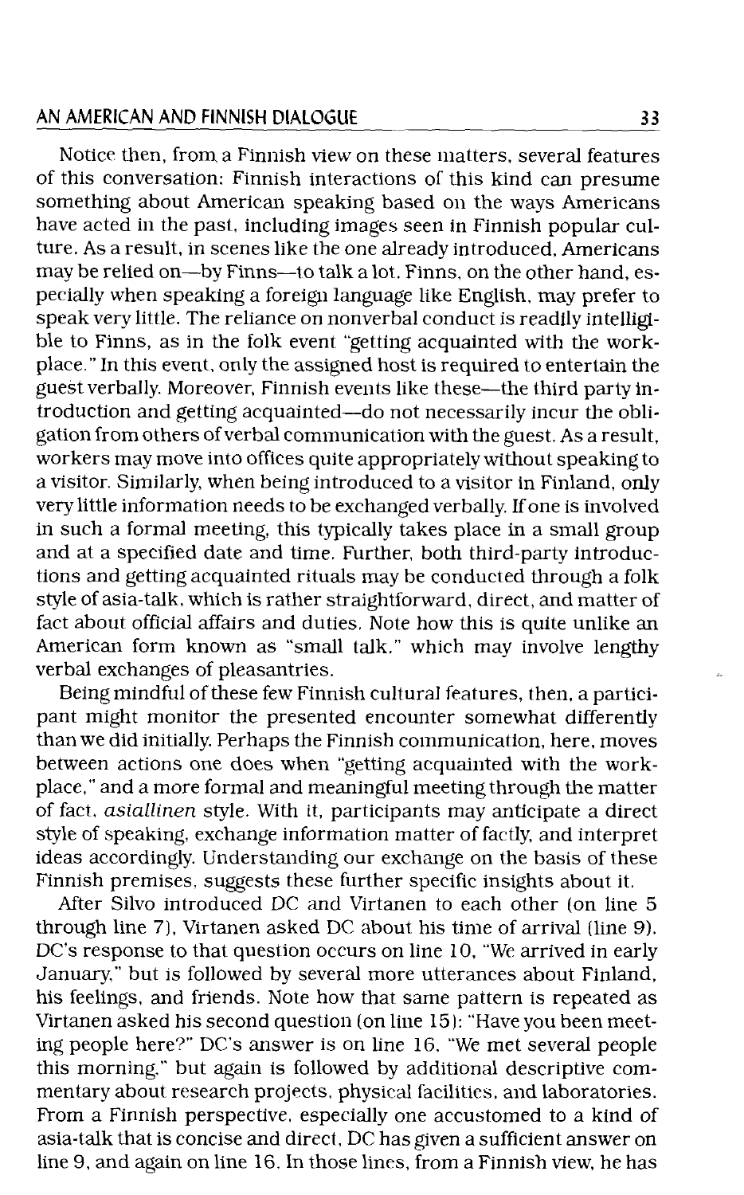Notice then, from a Finnish view on these matters, several features of this conversation: Finnish interactions of this kind can presume something about American speaking based on the ways Americans have acted in the past, including images seen in Finnish popular culture. As a result, in scenes like the one already introduced, Americans may be relied on—by Finns—to talk a lot. Finns, on the other hand, especially when speaking a foreign language like English, may prefer to speak very little. The reliance on nonverbal conduct is readily intelligible to Finns, as in the folk event "getting acquainted with the workplace." In this event, only the assigned host is required to entertain the guest verbally. Moreover, Finnish events like these—the third party introduction and getting acquainted—do not necessarily incur the obligation from others of verbal communication with the guest. As a result, workers may move into offices quite appropriately without speaking to a visitor. Similarly, when being introduced to a visitor in Finland, only very little information needs to be exchanged verbally. If one is involved in such a formal meeting, this typically takes place in a small group and at a specified date and time. Further, both third-party introductions and getting acquainted rituals may be conducted through a folk style of asia-talk, which is rather straightforward, direct, and matter of fact about official affairs and duties. Note how this is quite unlike an American form known as "small talk," which may involve lengthy verbal exchanges of pleasantries.

Being mindful of these few Finnish cultural features, then, a participant might monitor the presented encounter somewhat differently than we did initially. Perhaps the Finnish communication, here, moves between actions one does when "getting acquainted with the workplace," and a more formal and meaningful meeting through the matter of fact, *asiallinen* style. With it, participants may anticipate a direct style of speaking, exchange information matter of factly, and interpret ideas accordingly. Understanding our exchange on the basis of these Finnish premises, suggests these further specific insights about it.

After Silvo introduced DC and Virtanen to each other (on line 5 through line 7), Virtanen asked DC about his time of arrival (line 9). DC's response to that question occurs on line 10, "We arrived in early January," but is followed by several more utterances about Finland, his feelings, and friends. Note how that same pattern is repeated as Virtanen asked his second question (on line 15): "Have you been meeting people here?" DC's answer is on line 16, "We met several people this morning," but again is followed by additional descriptive commentary about research projects, physical facilities, and laboratories. From a Finnish perspective, especially one accustomed to a kind of asia-talk that is concise and direct, DC has given a sufficient answer on line 9, and again on line 16. In those lines, from a Finnish view, he has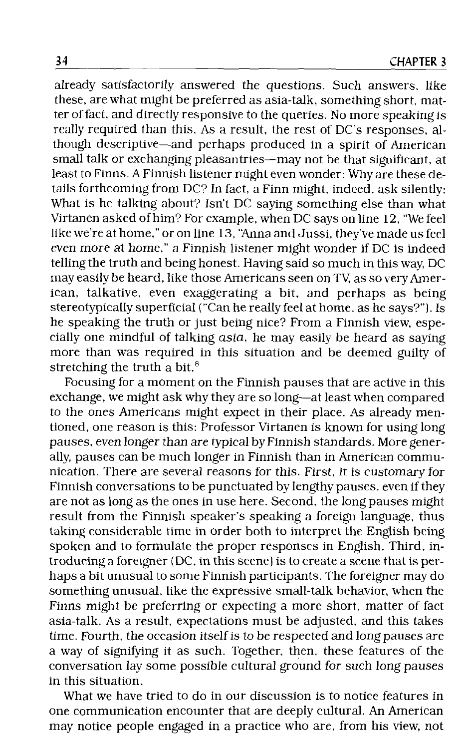already satisfactorily answered the questions. Such answers, like these, are what might be preferred as asia-talk, something short, matter of fact, and directly responsive to the queries. No more speaking is really required than this. As a result, the rest of DC's responses, although descriptive—and perhaps produced in a spirit of American small talk or exchanging pleasantries—may not be that significant, at least to Finns. A Finnish listener might even wonder: Why are these details forthcoming from DC? In fact, a Finn might, indeed, ask silently: What is he talking about? Isn't DC saying something else than what Virtanen asked of him? For example, when DC says on line 12, "We feel like we're at home," or on line 13, "Anna and Jussi, they've made us feel *even more at home*," a Finnish listener might wonder if DC is indeed telling the truth and being honest. Having said so much in this way, DC may easily be heard, like those Americans seen on TV, as so very American, talkative, even exaggerating a bit, and perhaps as being stereotypically superficial ("Can he really feel at home, as he says?"). Is he speaking the truth or just being nice? From a Finnish view, especially one mindful of talking *asia*, he may easily be heard as saying more than was required in this situation and be deemed guilty of stretching the truth a bit.[8]

Focusing for a moment on the Finnish pauses that are active in this exchange, we might ask why they are so long—at least when compared to the ones Americans might expect in their place. As already mentioned, one reason is this: Professor Virtanen is known for using long pauses, even longer than are typical by Finnish standards. More generally, pauses can be much longer in Finnish than in American communication. There are several reasons for this. First, it is customary for Finnish conversations to be punctuated by lengthy pauses, even if they are not as long as the ones in use here. Second, the long pauses might result from the Finnish speaker's speaking a foreign language, thus taking considerable time in order both to interpret the English being spoken and to formulate the proper responses in English. Third, introducing a foreigner (DC, in this scene) is to create a scene that is perhaps a bit unusual to some Finnish participants. The foreigner may do something unusual, like the expressive small-talk behavior, when the Finns might be preferring or expecting a more short, matter of fact asia-talk. As a result, expectations must be adjusted, and this takes time. Fourth, the occasion itself is to be respected and long pauses are a way of signifying it as such. Together, then, these features of the conversation lay some possible cultural ground for such long pauses in this situation.

What we have tried to do in our discussion is to notice features in one communication encounter that are deeply cultural. An American may notice people engaged in a practice who are, from his view, not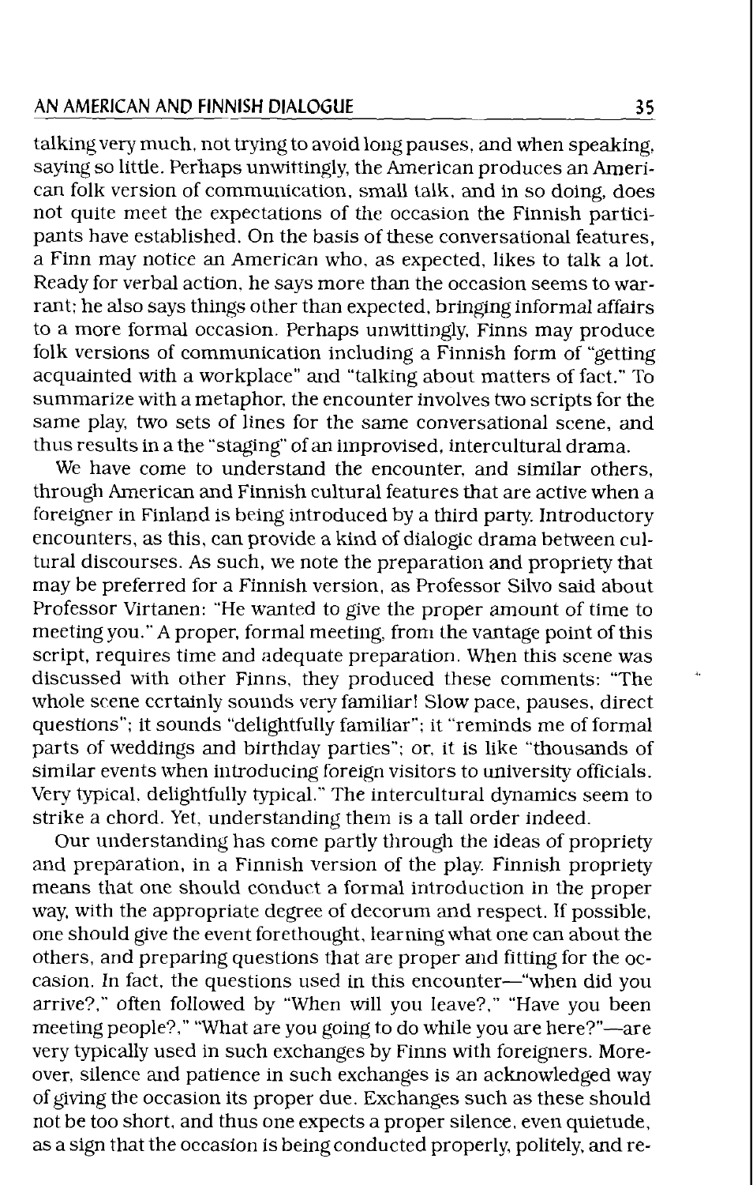talking very much, not trying to avoid long pauses, and when speaking, saying so little. Perhaps unwittingly, the American produces an American folk version of communication, small talk, and in so doing, does not quite meet the expectations of the occasion the Finnish participants have established. On the basis of these conversational features, a Finn may notice an American who, as expected, likes to talk a lot. Ready for verbal action, he says more than the occasion seems to warrant; he also says things other than expected, bringing informal affairs to a more formal occasion. Perhaps unwittingly, Finns may produce folk versions of communication including a Finnish form of "getting acquainted with a workplace" and "talking about matters of fact." To summarize with a metaphor, the encounter involves two scripts for the same play, two sets of lines for the same conversational scene, and thus results in a the "staging" of an improvised, intercultural drama.

We have come to understand the encounter, and similar others, through American and Finnish cultural features that are active when a foreigner in Finland is being introduced by a third party. Introductory encounters, as this, can provide a kind of dialogic drama between cultural discourses. As such, we note the preparation and propriety that may be preferred for a Finnish version, as Professor Silvo said about Professor Virtanen: "He wanted to give the proper amount of time to meeting you." A proper, formal meeting, from the vantage point of this script, requires time and adequate preparation. When this scene was discussed with other Finns, they produced these comments: "The whole scene certainly sounds very familiar! Slow pace, pauses, direct questions"; it sounds "delightfully familiar"; it "reminds me of formal parts of weddings and birthday parties"; or, it is like "thousands of similar events when introducing foreign visitors to university officials. Very typical, delightfully typical." The intercultural dynamics seem to strike a chord. Yet, understanding them is a tall order indeed.

Our understanding has come partly through the ideas of propriety and preparation, in a Finnish version of the play. Finnish propriety means that one should conduct a formal introduction in the proper way, with the appropriate degree of decorum and respect. If possible, one should give the event forethought, learning what one can about the others, and preparing questions that are proper and fitting for the occasion. In fact, the questions used in this encounter—"when did you arrive?," often followed by "When will you leave?," "Have you been meeting people?," "What are you going to do while you are here?"—are very typically used in such exchanges by Finns with foreigners. Moreover, silence and patience in such exchanges is an acknowledged way of giving the occasion its proper due. Exchanges such as these should not be too short, and thus one expects a proper silence, even quietude, as a sign that the occasion is being conducted properly, politely, and re-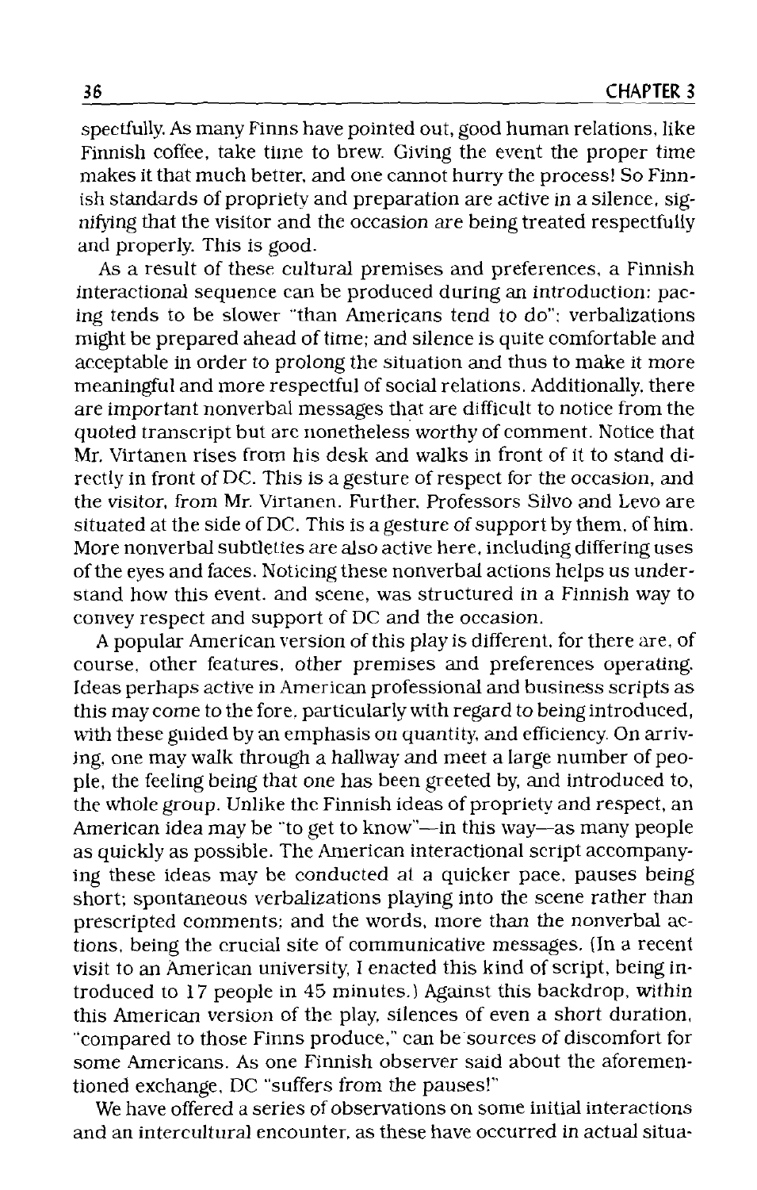spectfully. As many Finns have pointed out, good human relations, like Finnish coffee, take time to brew. Giving the event the proper time makes it that much better, and one cannot hurry the process! So Finnish standards of propriety and preparation are active in a silence, signifying that the visitor and the occasion are being treated respectfully and properly. This is good.

As a result of these cultural premises and preferences, a Finnish interactional sequence can be produced during an introduction: pacing tends to be slower "than Americans tend to do"; verbalizations might be prepared ahead of time; and silence is quite comfortable and acceptable in order to prolong the situation and thus to make it more meaningful and more respectful of social relations. Additionally, there are important nonverbal messages that are difficult to notice from the quoted transcript but are nonetheless worthy of comment. Notice that Mr. Virtanen rises from his desk and walks in front of it to stand directly in front of DC. This is a gesture of respect for the occasion, and the visitor, from Mr. Virtanen. Further, Professors Silvo and Levo are situated at the side of DC. This is a gesture of support by them, of him. More nonverbal subtleties are also active here, including differing uses of the eyes and faces. Noticing these nonverbal actions helps us understand how this event, and scene, was structured in a Finnish way to convey respect and support of DC and the occasion.

A popular American version of this play is different, for there are, of course, other features, other premises and preferences operating. Ideas perhaps active in American professional and business scripts as this may come to the fore, particularly with regard to being introduced, with these guided by an emphasis on quantity, and efficiency. On arriving, one may walk through a hallway and meet a large number of people, the feeling being that one has been greeted by, and introduced to, the whole group. Unlike the Finnish ideas of propriety and respect, an American idea may be "to get to know"—in this way—as many people as quickly as possible. The American interactional script accompanying these ideas may be conducted at a quicker pace, pauses being short; spontaneous verbalizations playing into the scene rather than prescripted comments; and the words, more than the nonverbal actions, being the crucial site of communicative messages. (In a recent visit to an American university, I enacted this kind of script, being introduced to 17 people in 45 minutes.) Against this backdrop, within this American version of the play, silences of even a short duration, "compared to those Finns produce," can be sources of discomfort for some Americans. As one Finnish observer said about the aforementioned exchange, DC "suffers from the pauses!"

We have offered a series of observations on some initial interactions and an intercultural encounter, as these have occurred in actual situa-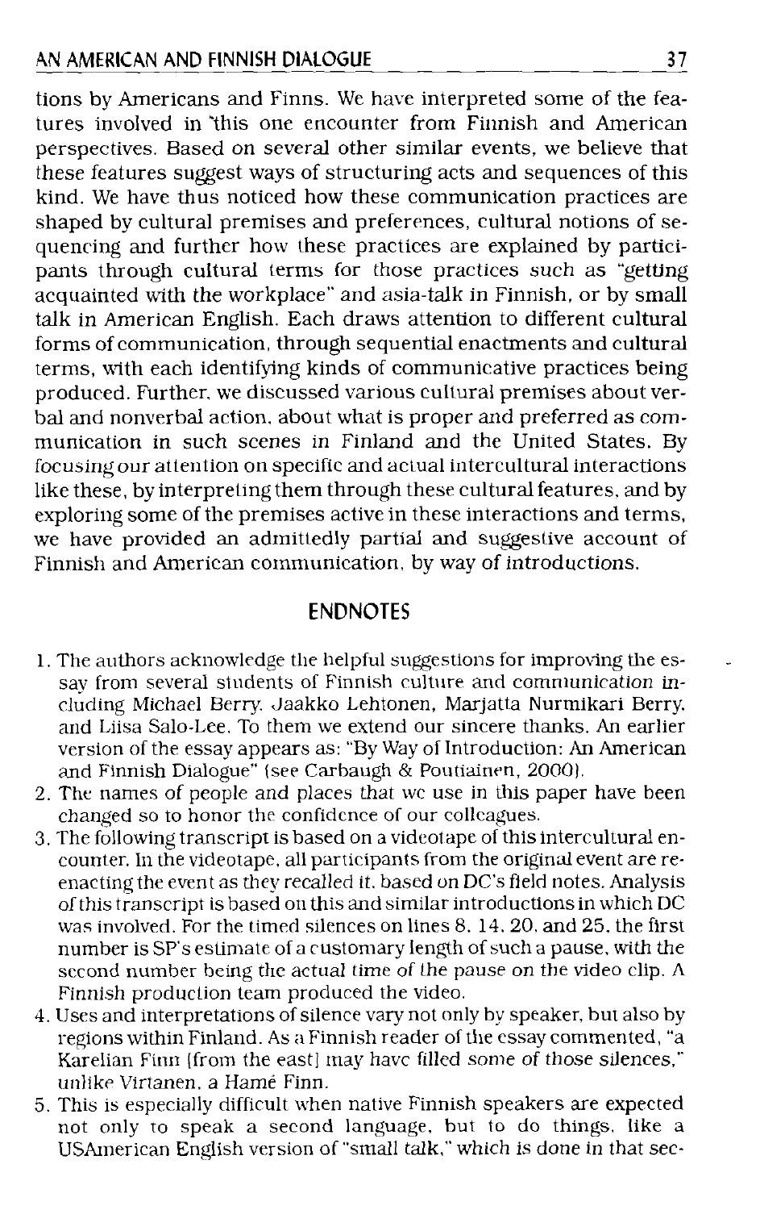tions by Americans and Finns. We have interpreted some of the features involved in this one encounter from Finnish and American perspectives. Based on several other similar events, we believe that these features suggest ways of structuring acts and sequences of this kind. We have thus noticed how these communication practices are shaped by cultural premises and preferences, cultural notions of sequencing and further how these practices are explained by participants through cultural terms for those practices such as "getting acquainted with the workplace" and asia-talk in Finnish, or by small talk in American English. Each draws attention to different cultural forms of communication, through sequential enactments and cultural terms, with each identifying kinds of communicative practices being produced. Further, we discussed various cultural premises about verbal and nonverbal action, about what is proper and preferred as communication in such scenes in Finland and the United States. By focusing our attention on specific and actual intercultural interactions like these, by interpreting them through these cultural features, and by exploring some of the premises active in these interactions and terms, we have provided an admittedly partial and suggestive account of Finnish and American communication, by way of introductions.

## ENDNOTES

1. The authors acknowledge the helpful suggestions for improving the essay from several students of Finnish culture and communication including Michael Berry, Jaakko Lehtonen, Marjatta Nurmikari Berry, and Liisa Salo-Lee. To them we extend our sincere thanks. An earlier version of the essay appears as: "By Way of Introduction: An American and Finnish Dialogue" (see Carbaugh & Poutiainen, 2000).
2. The names of people and places that we use in this paper have been changed so to honor the confidence of our colleagues.
3. The following transcript is based on a videotape of this intercultural encounter. In the videotape, all participants from the original event are reenacting the event as they recalled it, based on DC's field notes. Analysis of this transcript is based on this and similar introductions in which DC was involved. For the timed silences on lines 8, 14, 20, and 25, the first number is SP's estimate of a customary length of such a pause, with the second number being the actual time of the pause on the video clip. A Finnish production team produced the video.
4. Uses and interpretations of silence vary not only by speaker, but also by regions within Finland. As a Finnish reader of the essay commented, "a Karelian Finn (from the east) may have filled some of those silences," unlike Virtanen, a Hamé Finn.
5. This is especially difficult when native Finnish speakers are expected not only to speak a second language, but to do things, like a USAmerican English version of "small talk," which is done in that sec-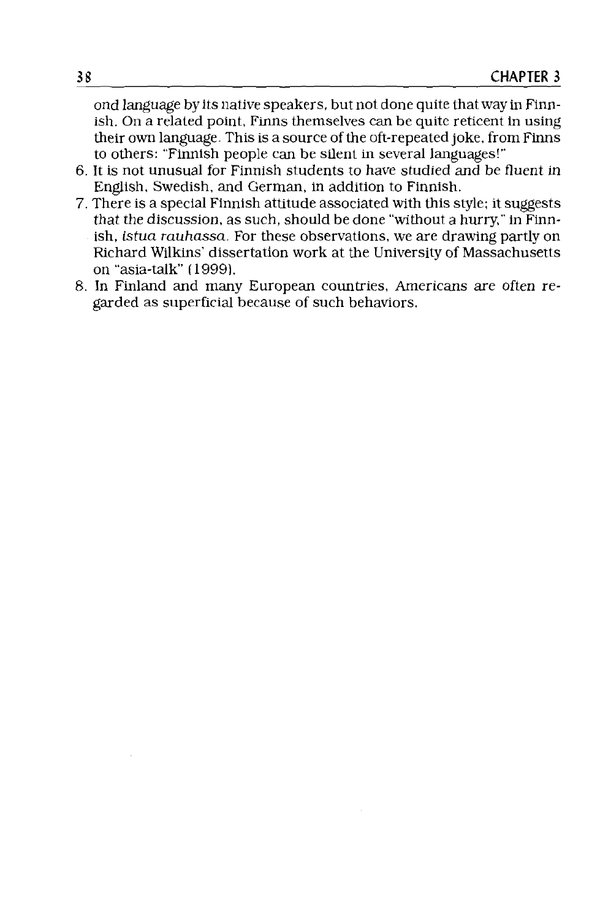ond language by its native speakers, but not done quite that way in Finnish. On a related point, Finns themselves can be quite reticent in using their own language. This is a source of the oft-repeated joke, from Finns to others: "Finnish people can be silent in several languages!"

6. It is not unusual for Finnish students to have studied and be fluent in English, Swedish, and German, in addition to Finnish.
7. There is a special Finnish attitude associated with this style; it suggests that the discussion, as such, should be done "without a hurry," in Finnish, *istua rauhassa*. For these observations, we are drawing partly on Richard Wilkins' dissertation work at the University of Massachusetts on "asia-talk" (1999).
8. In Finland and many European countries, Americans are often regarded as superficial because of such behaviors.